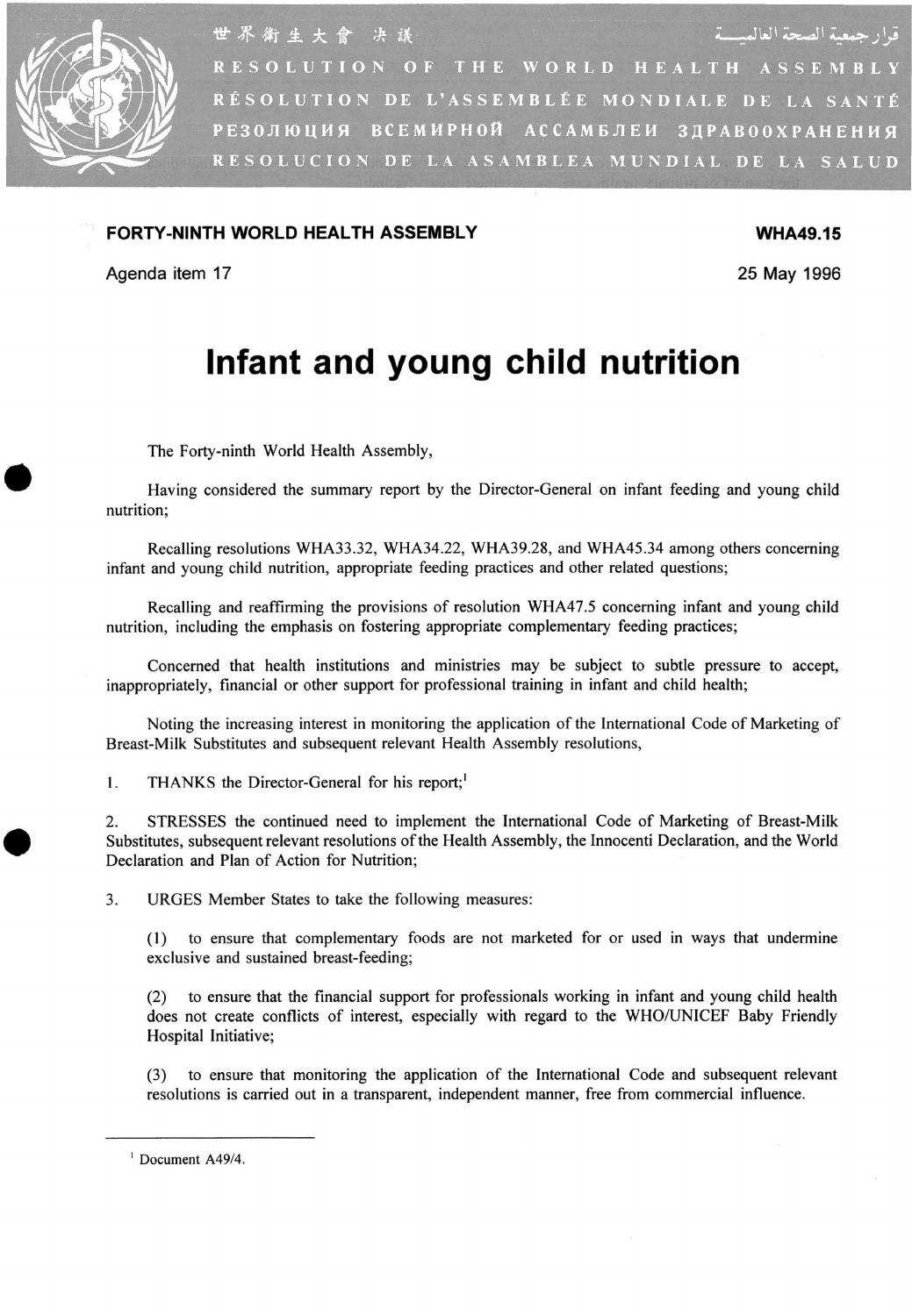世界衛生大會 決議　　قرار جمعية الصحة العالميـــة

RESOLUTION OF THE WORLD HEALTH ASSEMBLY

RÉSOLUTION DE L'ASSEMBLÉE MONDIALE DE LA SANTÉ

РЕЗОЛЮЦИЯ ВСЕМИРНОЙ АССАМБЛЕИ ЗДРАВООХРАНЕНИЯ

RESOLUCION DE LA ASAMBLEA MUNDIAL DE LA SALUD

**FORTY-NINTH WORLD HEALTH ASSEMBLY** — **WHA49.15**

Agenda item 17 — 25 May 1996

# Infant and young child nutrition

The Forty-ninth World Health Assembly,

Having considered the summary report by the Director-General on infant feeding and young child nutrition;

Recalling resolutions WHA33.32, WHA34.22, WHA39.28, and WHA45.34 among others concerning infant and young child nutrition, appropriate feeding practices and other related questions;

Recalling and reaffirming the provisions of resolution WHA47.5 concerning infant and young child nutrition, including the emphasis on fostering appropriate complementary feeding practices;

Concerned that health institutions and ministries may be subject to subtle pressure to accept, inappropriately, financial or other support for professional training in infant and child health;

Noting the increasing interest in monitoring the application of the International Code of Marketing of Breast-Milk Substitutes and subsequent relevant Health Assembly resolutions,

1. THANKS the Director-General for his report;[1]

2. STRESSES the continued need to implement the International Code of Marketing of Breast-Milk Substitutes, subsequent relevant resolutions of the Health Assembly, the Innocenti Declaration, and the World Declaration and Plan of Action for Nutrition;

3. URGES Member States to take the following measures:

   (1) to ensure that complementary foods are not marketed for or used in ways that undermine exclusive and sustained breast-feeding;

   (2) to ensure that the financial support for professionals working in infant and young child health does not create conflicts of interest, especially with regard to the WHO/UNICEF Baby Friendly Hospital Initiative;

   (3) to ensure that monitoring the application of the International Code and subsequent relevant resolutions is carried out in a transparent, independent manner, free from commercial influence.

[1] Document A49/4.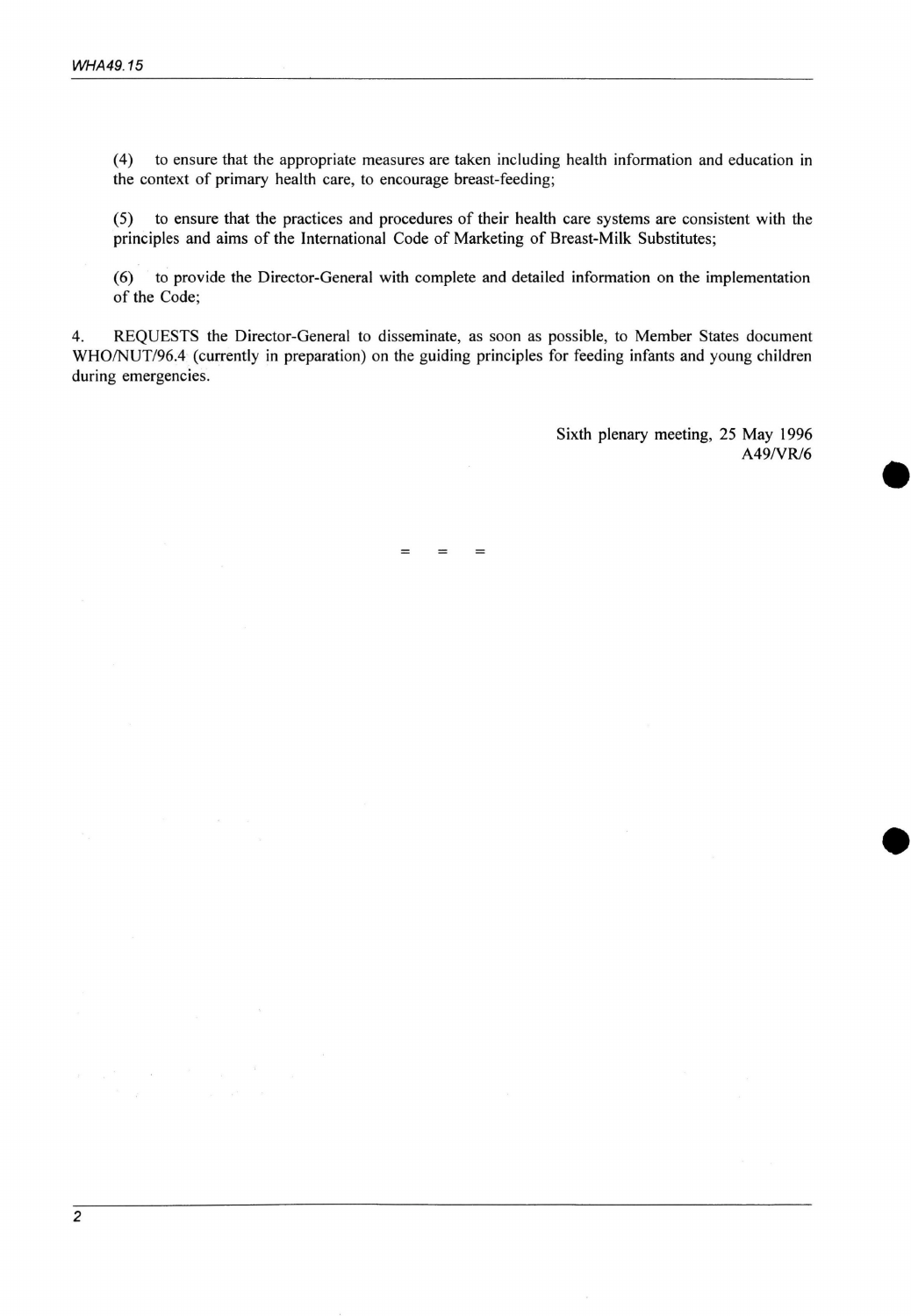(4) to ensure that the appropriate measures are taken including health information and education in the context of primary health care, to encourage breast-feeding;

(5) to ensure that the practices and procedures of their health care systems are consistent with the principles and aims of the International Code of Marketing of Breast-Milk Substitutes;

(6) to provide the Director-General with complete and detailed information on the implementation of the Code;

4. REQUESTS the Director-General to disseminate, as soon as possible, to Member States document WHO/NUT/96.4 (currently in preparation) on the guiding principles for feeding infants and young children during emergencies.

Sixth plenary meeting, 25 May 1996
A49/VR/6

= = =